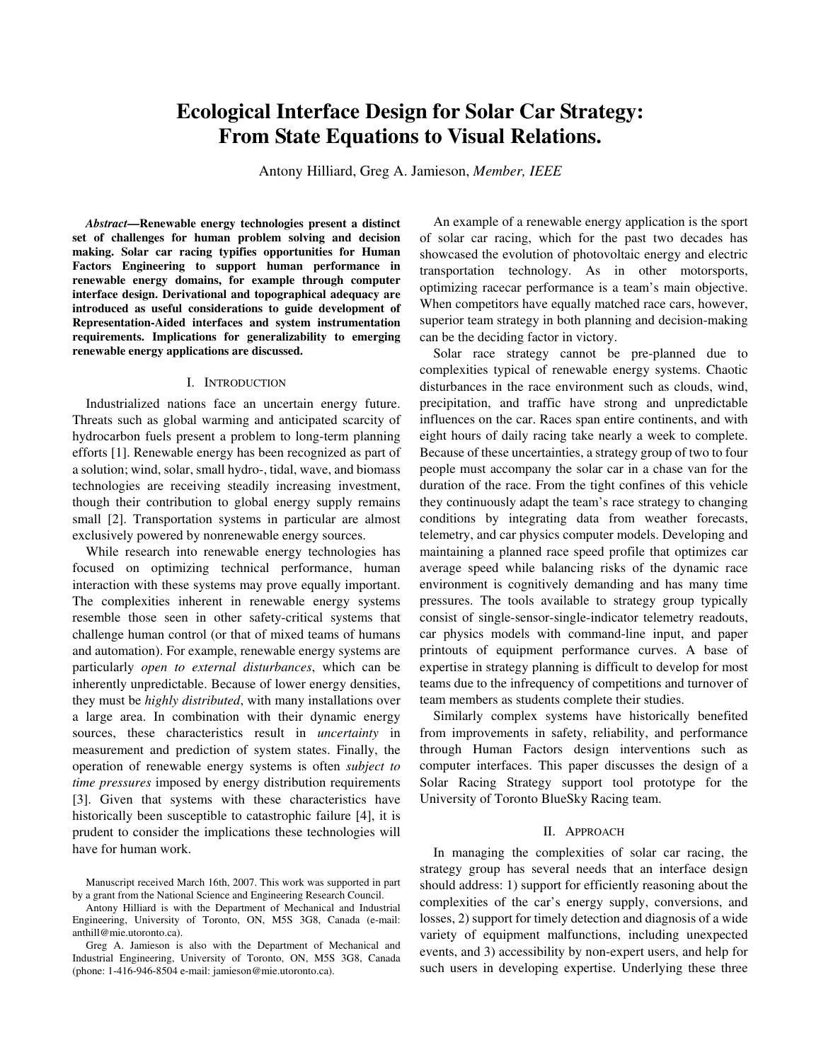# Ecological Interface Design for Solar Car Strategy: From State Equations to Visual Relations.

Antony Hilliard, Greg A. Jamieson, *Member, IEEE*

***Abstract*—Renewable energy technologies present a distinct set of challenges for human problem solving and decision making. Solar car racing typifies opportunities for Human Factors Engineering to support human performance in renewable energy domains, for example through computer interface design. Derivational and topographical adequacy are introduced as useful considerations to guide development of Representation-Aided interfaces and system instrumentation requirements. Implications for generalizability to emerging renewable energy applications are discussed.**

## I. Introduction

Industrialized nations face an uncertain energy future. Threats such as global warming and anticipated scarcity of hydrocarbon fuels present a problem to long-term planning efforts [1]. Renewable energy has been recognized as part of a solution; wind, solar, small hydro-, tidal, wave, and biomass technologies are receiving steadily increasing investment, though their contribution to global energy supply remains small [2]. Transportation systems in particular are almost exclusively powered by nonrenewable energy sources.

While research into renewable energy technologies has focused on optimizing technical performance, human interaction with these systems may prove equally important. The complexities inherent in renewable energy systems resemble those seen in other safety-critical systems that challenge human control (or that of mixed teams of humans and automation). For example, renewable energy systems are particularly *open to external disturbances*, which can be inherently unpredictable. Because of lower energy densities, they must be *highly distributed*, with many installations over a large area. In combination with their dynamic energy sources, these characteristics result in *uncertainty* in measurement and prediction of system states. Finally, the operation of renewable energy systems is often *subject to time pressures* imposed by energy distribution requirements [3]. Given that systems with these characteristics have historically been susceptible to catastrophic failure [4], it is prudent to consider the implications these technologies will have for human work.

Manuscript received March 16th, 2007. This work was supported in part by a grant from the National Science and Engineering Research Council.

Antony Hilliard is with the Department of Mechanical and Industrial Engineering, University of Toronto, ON, M5S 3G8, Canada (e-mail: anthill@mie.utoronto.ca).

Greg A. Jamieson is also with the Department of Mechanical and Industrial Engineering, University of Toronto, ON, M5S 3G8, Canada (phone: 1-416-946-8504 e-mail: jamieson@mie.utoronto.ca).

An example of a renewable energy application is the sport of solar car racing, which for the past two decades has showcased the evolution of photovoltaic energy and electric transportation technology. As in other motorsports, optimizing racecar performance is a team's main objective. When competitors have equally matched race cars, however, superior team strategy in both planning and decision-making can be the deciding factor in victory.

Solar race strategy cannot be pre-planned due to complexities typical of renewable energy systems. Chaotic disturbances in the race environment such as clouds, wind, precipitation, and traffic have strong and unpredictable influences on the car. Races span entire continents, and with eight hours of daily racing take nearly a week to complete. Because of these uncertainties, a strategy group of two to four people must accompany the solar car in a chase van for the duration of the race. From the tight confines of this vehicle they continuously adapt the team's race strategy to changing conditions by integrating data from weather forecasts, telemetry, and car physics computer models. Developing and maintaining a planned race speed profile that optimizes car average speed while balancing risks of the dynamic race environment is cognitively demanding and has many time pressures. The tools available to strategy group typically consist of single-sensor-single-indicator telemetry readouts, car physics models with command-line input, and paper printouts of equipment performance curves. A base of expertise in strategy planning is difficult to develop for most teams due to the infrequency of competitions and turnover of team members as students complete their studies.

Similarly complex systems have historically benefited from improvements in safety, reliability, and performance through Human Factors design interventions such as computer interfaces. This paper discusses the design of a Solar Racing Strategy support tool prototype for the University of Toronto BlueSky Racing team.

## II. Approach

In managing the complexities of solar car racing, the strategy group has several needs that an interface design should address: 1) support for efficiently reasoning about the complexities of the car's energy supply, conversions, and losses, 2) support for timely detection and diagnosis of a wide variety of equipment malfunctions, including unexpected events, and 3) accessibility by non-expert users, and help for such users in developing expertise. Underlying these three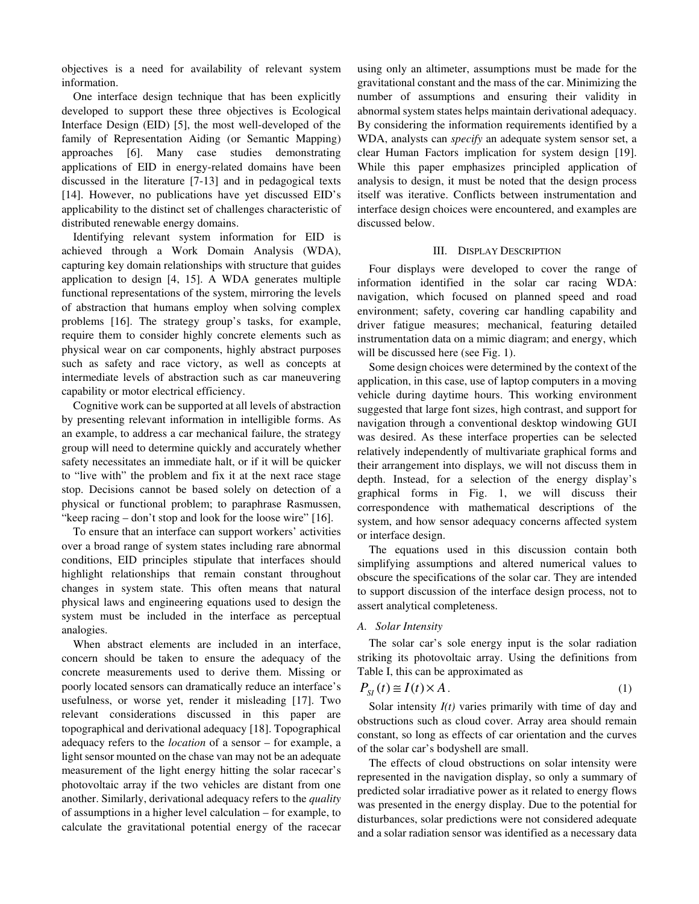objectives is a need for availability of relevant system information.

One interface design technique that has been explicitly developed to support these three objectives is Ecological Interface Design (EID) [5], the most well-developed of the family of Representation Aiding (or Semantic Mapping) approaches [6]. Many case studies demonstrating applications of EID in energy-related domains have been discussed in the literature [7-13] and in pedagogical texts [14]. However, no publications have yet discussed EID's applicability to the distinct set of challenges characteristic of distributed renewable energy domains.

Identifying relevant system information for EID is achieved through a Work Domain Analysis (WDA), capturing key domain relationships with structure that guides application to design [4, 15]. A WDA generates multiple functional representations of the system, mirroring the levels of abstraction that humans employ when solving complex problems [16]. The strategy group's tasks, for example, require them to consider highly concrete elements such as physical wear on car components, highly abstract purposes such as safety and race victory, as well as concepts at intermediate levels of abstraction such as car maneuvering capability or motor electrical efficiency.

Cognitive work can be supported at all levels of abstraction by presenting relevant information in intelligible forms. As an example, to address a car mechanical failure, the strategy group will need to determine quickly and accurately whether safety necessitates an immediate halt, or if it will be quicker to "live with" the problem and fix it at the next race stage stop. Decisions cannot be based solely on detection of a physical or functional problem; to paraphrase Rasmussen, "keep racing – don't stop and look for the loose wire" [16].

To ensure that an interface can support workers' activities over a broad range of system states including rare abnormal conditions, EID principles stipulate that interfaces should highlight relationships that remain constant throughout changes in system state. This often means that natural physical laws and engineering equations used to design the system must be included in the interface as perceptual analogies.

When abstract elements are included in an interface, concern should be taken to ensure the adequacy of the concrete measurements used to derive them. Missing or poorly located sensors can dramatically reduce an interface's usefulness, or worse yet, render it misleading [17]. Two relevant considerations discussed in this paper are topographical and derivational adequacy [18]. Topographical adequacy refers to the *location* of a sensor – for example, a light sensor mounted on the chase van may not be an adequate measurement of the light energy hitting the solar racecar's photovoltaic array if the two vehicles are distant from one another. Similarly, derivational adequacy refers to the *quality* of assumptions in a higher level calculation – for example, to calculate the gravitational potential energy of the racecar using only an altimeter, assumptions must be made for the gravitational constant and the mass of the car. Minimizing the number of assumptions and ensuring their validity in abnormal system states helps maintain derivational adequacy. By considering the information requirements identified by a WDA, analysts can *specify* an adequate system sensor set, a clear Human Factors implication for system design [19]. While this paper emphasizes principled application of analysis to design, it must be noted that the design process itself was iterative. Conflicts between instrumentation and interface design choices were encountered, and examples are discussed below.

## III. Display Description

Four displays were developed to cover the range of information identified in the solar car racing WDA: navigation, which focused on planned speed and road environment; safety, covering car handling capability and driver fatigue measures; mechanical, featuring detailed instrumentation data on a mimic diagram; and energy, which will be discussed here (see Fig. 1).

Some design choices were determined by the context of the application, in this case, use of laptop computers in a moving vehicle during daytime hours. This working environment suggested that large font sizes, high contrast, and support for navigation through a conventional desktop windowing GUI was desired. As these interface properties can be selected relatively independently of multivariate graphical forms and their arrangement into displays, we will not discuss them in depth. Instead, for a selection of the energy display's graphical forms in Fig. 1, we will discuss their correspondence with mathematical descriptions of the system, and how sensor adequacy concerns affected system or interface design.

The equations used in this discussion contain both simplifying assumptions and altered numerical values to obscure the specifications of the solar car. They are intended to support discussion of the interface design process, not to assert analytical completeness.

### A. Solar Intensity

The solar car's sole energy input is the solar radiation striking its photovoltaic array. Using the definitions from Table I, this can be approximated as

$$P_{SI}(t) \cong I(t) \times A. \tag{1}$$

Solar intensity $I(t)$ varies primarily with time of day and obstructions such as cloud cover. Array area should remain constant, so long as effects of car orientation and the curves of the solar car's bodyshell are small.

The effects of cloud obstructions on solar intensity were represented in the navigation display, so only a summary of predicted solar irradiative power as it related to energy flows was presented in the energy display. Due to the potential for disturbances, solar predictions were not considered adequate and a solar radiation sensor was identified as a necessary data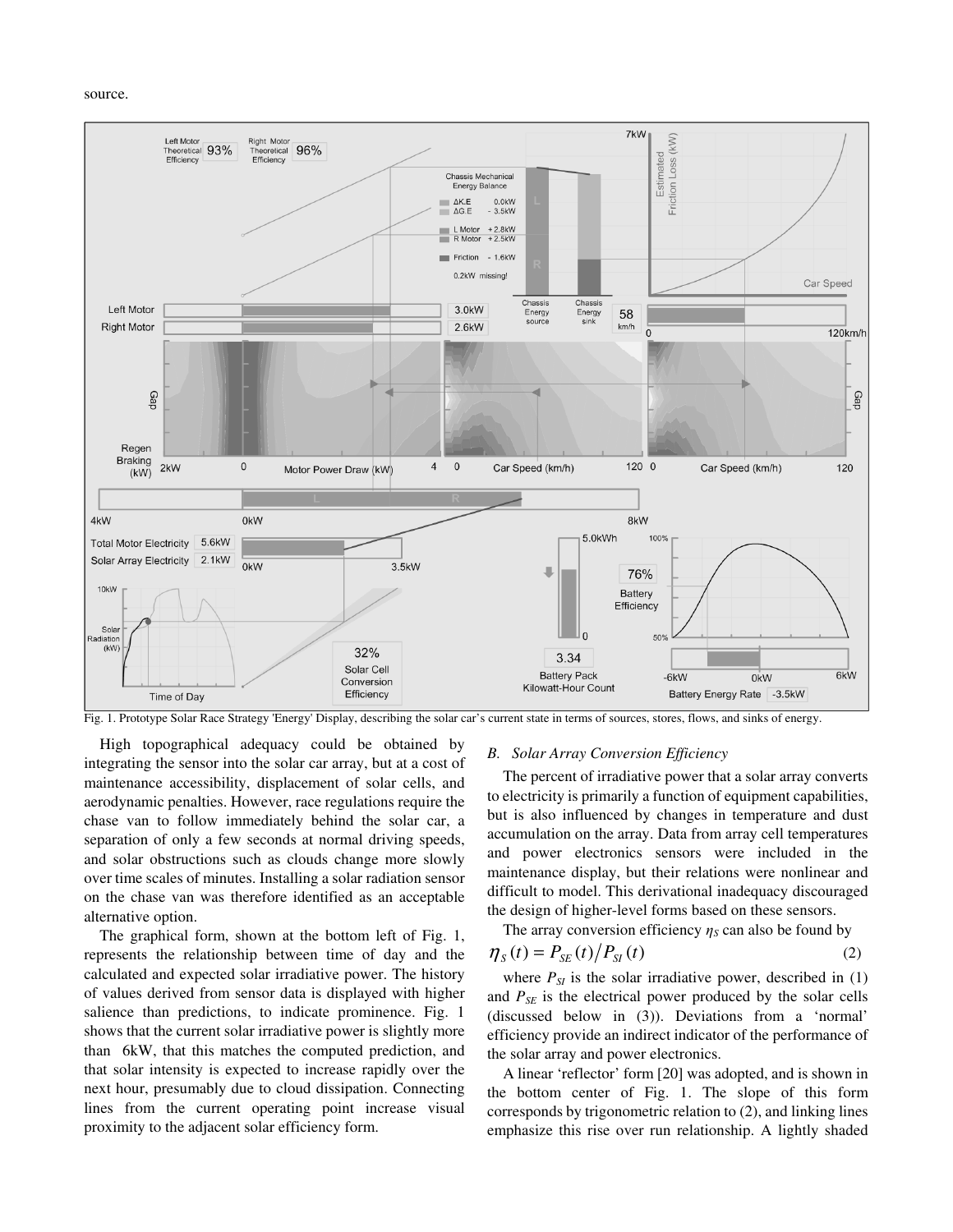source.

Fig. 1. Prototype Solar Race Strategy 'Energy' Display, describing the solar car's current state in terms of sources, stores, flows, and sinks of energy.

High topographical adequacy could be obtained by integrating the sensor into the solar car array, but at a cost of maintenance accessibility, displacement of solar cells, and aerodynamic penalties. However, race regulations require the chase van to follow immediately behind the solar car, a separation of only a few seconds at normal driving speeds, and solar obstructions such as clouds change more slowly over time scales of minutes. Installing a solar radiation sensor on the chase van was therefore identified as an acceptable alternative option.

The graphical form, shown at the bottom left of Fig. 1, represents the relationship between time of day and the calculated and expected solar irradiative power. The history of values derived from sensor data is displayed with higher salience than predictions, to indicate prominence. Fig. 1 shows that the current solar irradiative power is slightly more than 6kW, that this matches the computed prediction, and that solar intensity is expected to increase rapidly over the next hour, presumably due to cloud dissipation. Connecting lines from the current operating point increase visual proximity to the adjacent solar efficiency form.

### *B. Solar Array Conversion Efficiency*

The percent of irradiative power that a solar array converts to electricity is primarily a function of equipment capabilities, but is also influenced by changes in temperature and dust accumulation on the array. Data from array cell temperatures and power electronics sensors were included in the maintenance display, but their relations were nonlinear and difficult to model. This derivational inadequacy discouraged the design of higher-level forms based on these sensors.

The array conversion efficiency $\eta_S$ can also be found by

$$\eta_S(t) = P_{SE}(t) / P_{SI}(t) \tag{2}$$

where $P_{SI}$ is the solar irradiative power, described in (1) and $P_{SE}$ is the electrical power produced by the solar cells (discussed below in (3)). Deviations from a 'normal' efficiency provide an indirect indicator of the performance of the solar array and power electronics.

A linear 'reflector' form [20] was adopted, and is shown in the bottom center of Fig. 1. The slope of this form corresponds by trigonometric relation to (2), and linking lines emphasize this rise over run relationship. A lightly shaded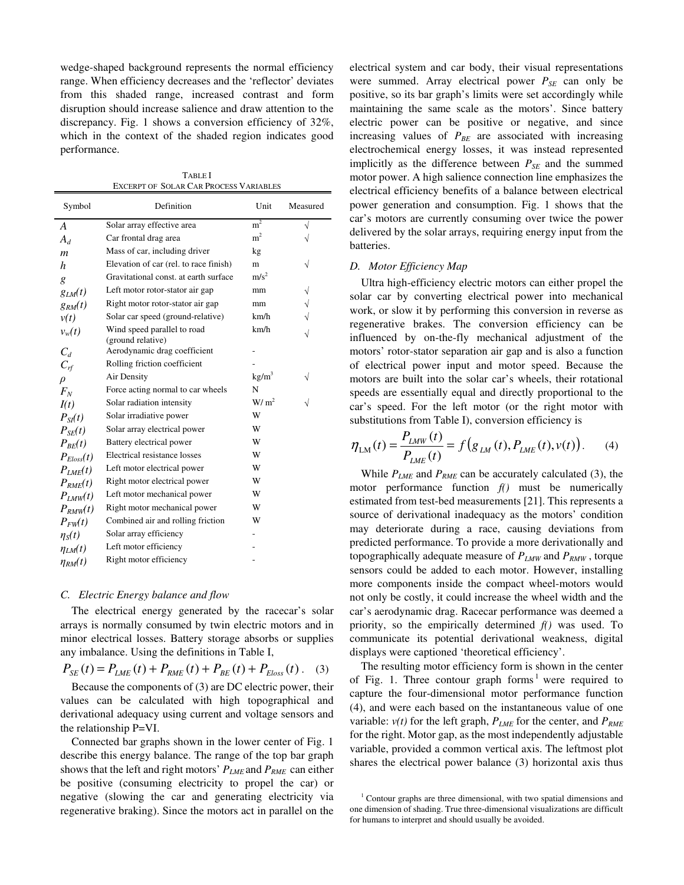wedge-shaped background represents the normal efficiency range. When efficiency decreases and the 'reflector' deviates from this shaded range, increased contrast and form disruption should increase salience and draw attention to the discrepancy. Fig. 1 shows a conversion efficiency of 32%, which in the context of the shaded region indicates good performance.

TABLE I
EXCERPT OF SOLAR CAR PROCESS VARIABLES

| Symbol | Definition | Unit | Measured |
|---|---|---|---|
| $A$ | Solar array effective area | $m^2$ | √ |
| $A_d$ | Car frontal drag area | $m^2$ | √ |
| $m$ | Mass of car, including driver | kg | |
| $h$ | Elevation of car (rel. to race finish) | m | √ |
| $g$ | Gravitational const. at earth surface | $m/s^2$ | |
| $g_{LM}(t)$ | Left motor rotor-stator air gap | mm | √ |
| $g_{RM}(t)$ | Right motor rotor-stator air gap | mm | √ |
| $v(t)$ | Solar car speed (ground-relative) | km/h | √ |
| $v_w(t)$ | Wind speed parallel to road (ground relative) | km/h | √ |
| $C_d$ | Aerodynamic drag coefficient | - | |
| $C_{rf}$ | Rolling friction coefficient | - | |
| $\rho$ | Air Density | $kg/m^3$ | √ |
| $F_N$ | Force acting normal to car wheels | N | |
| $I(t)$ | Solar radiation intensity | $W/m^2$ | √ |
| $P_{SI}(t)$ | Solar irradiative power | W | |
| $P_{SE}(t)$ | Solar array electrical power | W | |
| $P_{BE}(t)$ | Battery electrical power | W | |
| $P_{Eloss}(t)$ | Electrical resistance losses | W | |
| $P_{LME}(t)$ | Left motor electrical power | W | |
| $P_{RME}(t)$ | Right motor electrical power | W | |
| $P_{LMW}(t)$ | Left motor mechanical power | W | |
| $P_{RMW}(t)$ | Right motor mechanical power | W | |
| $P_{FW}(t)$ | Combined air and rolling friction | W | |
| $\eta_S(t)$ | Solar array efficiency | - | |
| $\eta_{LM}(t)$ | Left motor efficiency | - | |
| $\eta_{RM}(t)$ | Right motor efficiency | - | |

### C. Electric Energy balance and flow

The electrical energy generated by the racecar's solar arrays is normally consumed by twin electric motors and in minor electrical losses. Battery storage absorbs or supplies any imbalance. Using the definitions in Table I,

$$P_{SE}(t) = P_{LME}(t) + P_{RME}(t) + P_{BE}(t) + P_{Eloss}(t)\,. \quad (3)$$

Because the components of (3) are DC electric power, their values can be calculated with high topographical and derivational adequacy using current and voltage sensors and the relationship P=VI.

Connected bar graphs shown in the lower center of Fig. 1 describe this energy balance. The range of the top bar graph shows that the left and right motors' $P_{LME}$ and $P_{RME}$ can either be positive (consuming electricity to propel the car) or negative (slowing the car and generating electricity via regenerative braking). Since the motors act in parallel on the electrical system and car body, their visual representations were summed. Array electrical power $P_{SE}$ can only be positive, so its bar graph's limits were set accordingly while maintaining the same scale as the motors'. Since battery electric power can be positive or negative, and since increasing values of $P_{BE}$ are associated with increasing electrochemical energy losses, it was instead represented implicitly as the difference between $P_{SE}$ and the summed motor power. A high salience connection line emphasizes the electrical efficiency benefits of a balance between electrical power generation and consumption. Fig. 1 shows that the car's motors are currently consuming over twice the power delivered by the solar arrays, requiring energy input from the batteries.

### D. Motor Efficiency Map

Ultra high-efficiency electric motors can either propel the solar car by converting electrical power into mechanical work, or slow it by performing this conversion in reverse as regenerative brakes. The conversion efficiency can be influenced by on-the-fly mechanical adjustment of the motors' rotor-stator separation air gap and is also a function of electrical power input and motor speed. Because the motors are built into the solar car's wheels, their rotational speeds are essentially equal and directly proportional to the car's speed. For the left motor (or the right motor with substitutions from Table I), conversion efficiency is

$$\eta_{LM}(t) = \frac{P_{LMW}(t)}{P_{LME}(t)} = f\left(g_{LM}(t), P_{LME}(t), v(t)\right). \quad (4)$$

While $P_{LME}$ and $P_{RME}$ can be accurately calculated (3), the motor performance function $f()$ must be numerically estimated from test-bed measurements [21]. This represents a source of derivational inadequacy as the motors' condition may deteriorate during a race, causing deviations from predicted performance. To provide a more derivationally and topographically adequate measure of $P_{LMW}$ and $P_{RMW}$, torque sensors could be added to each motor. However, installing more components inside the compact wheel-motors would not only be costly, it could increase the wheel width and the car's aerodynamic drag. Racecar performance was deemed a priority, so the empirically determined $f()$ was used. To communicate its potential derivational weakness, digital displays were captioned 'theoretical efficiency'.

The resulting motor efficiency form is shown in the center of Fig. 1. Three contour graph forms [1] were required to capture the four-dimensional motor performance function (4), and were each based on the instantaneous value of one variable: $v(t)$ for the left graph, $P_{LME}$ for the center, and $P_{RME}$ for the right. Motor gap, as the most independently adjustable variable, provided a common vertical axis. The leftmost plot shares the electrical power balance (3) horizontal axis thus

[1] Contour graphs are three dimensional, with two spatial dimensions and one dimension of shading. True three-dimensional visualizations are difficult for humans to interpret and should usually be avoided.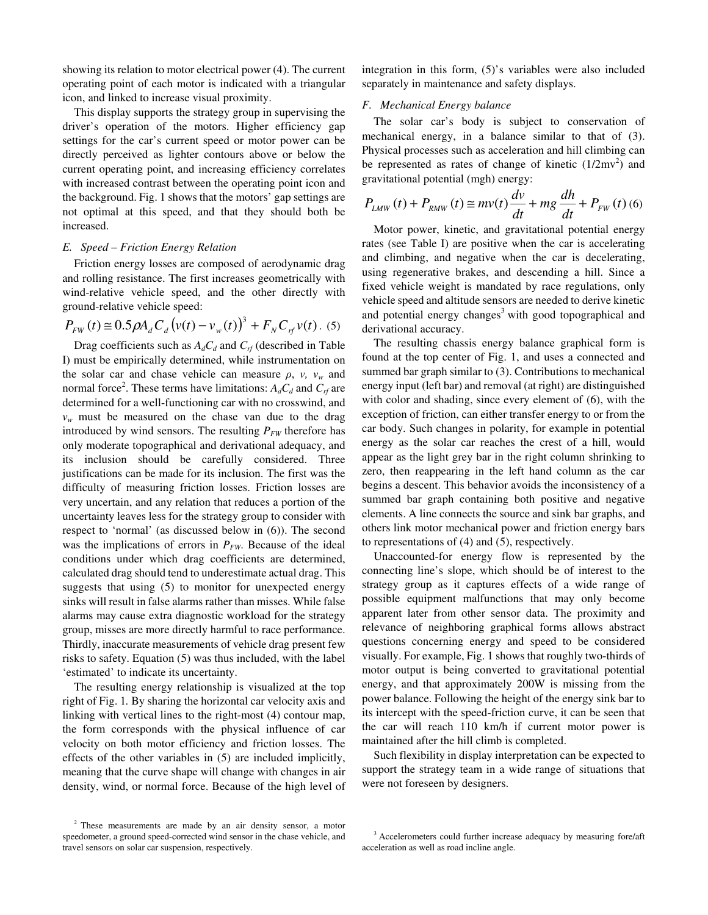showing its relation to motor electrical power (4). The current operating point of each motor is indicated with a triangular icon, and linked to increase visual proximity.

This display supports the strategy group in supervising the driver's operation of the motors. Higher efficiency gap settings for the car's current speed or motor power can be directly perceived as lighter contours above or below the current operating point, and increasing efficiency correlates with increased contrast between the operating point icon and the background. Fig. 1 shows that the motors' gap settings are not optimal at this speed, and that they should both be increased.

### E. Speed – Friction Energy Relation

Friction energy losses are composed of aerodynamic drag and rolling resistance. The first increases geometrically with wind-relative vehicle speed, and the other directly with ground-relative vehicle speed:

$$P_{FW}(t) \cong 0.5\rho A_d C_d \left(v(t) - v_w(t)\right)^3 + F_N C_{rf} v(t). \quad (5)$$

Drag coefficients such as $A_dC_d$ and $C_{rf}$ (described in Table I) must be empirically determined, while instrumentation on the solar car and chase vehicle can measure $\rho$, $v$, $v_w$ and normal force[2]. These terms have limitations: $A_dC_d$ and $C_{rf}$ are determined for a well-functioning car with no crosswind, and $v_w$ must be measured on the chase van due to the drag introduced by wind sensors. The resulting $P_{FW}$ therefore has only moderate topographical and derivational adequacy, and its inclusion should be carefully considered. Three justifications can be made for its inclusion. The first was the difficulty of measuring friction losses. Friction losses are very uncertain, and any relation that reduces a portion of the uncertainty leaves less for the strategy group to consider with respect to 'normal' (as discussed below in (6)). The second was the implications of errors in $P_{FW}$. Because of the ideal conditions under which drag coefficients are determined, calculated drag should tend to underestimate actual drag. This suggests that using (5) to monitor for unexpected energy sinks will result in false alarms rather than misses. While false alarms may cause extra diagnostic workload for the strategy group, misses are more directly harmful to race performance. Thirdly, inaccurate measurements of vehicle drag present few risks to safety. Equation (5) was thus included, with the label 'estimated' to indicate its uncertainty.

The resulting energy relationship is visualized at the top right of Fig. 1. By sharing the horizontal car velocity axis and linking with vertical lines to the right-most (4) contour map, the form corresponds with the physical influence of car velocity on both motor efficiency and friction losses. The effects of the other variables in (5) are included implicitly, meaning that the curve shape will change with changes in air density, wind, or normal force. Because of the high level of integration in this form, (5)'s variables were also included separately in maintenance and safety displays.

### F. Mechanical Energy balance

The solar car's body is subject to conservation of mechanical energy, in a balance similar to that of (3). Physical processes such as acceleration and hill climbing can be represented as rates of change of kinetic ($1/2mv^2$) and gravitational potential ($mgh$) energy:

$$P_{LMW}(t) + P_{RMW}(t) \cong mv(t)\frac{dv}{dt} + mg\frac{dh}{dt} + P_{FW}(t) \quad (6)$$

Motor power, kinetic, and gravitational potential energy rates (see Table I) are positive when the car is accelerating and climbing, and negative when the car is decelerating, using regenerative brakes, and descending a hill. Since a fixed vehicle weight is mandated by race regulations, only vehicle speed and altitude sensors are needed to derive kinetic and potential energy changes[3] with good topographical and derivational accuracy.

The resulting chassis energy balance graphical form is found at the top center of Fig. 1, and uses a connected and summed bar graph similar to (3). Contributions to mechanical energy input (left bar) and removal (at right) are distinguished with color and shading, since every element of (6), with the exception of friction, can either transfer energy to or from the car body. Such changes in polarity, for example in potential energy as the solar car reaches the crest of a hill, would appear as the light grey bar in the right column shrinking to zero, then reappearing in the left hand column as the car begins a descent. This behavior avoids the inconsistency of a summed bar graph containing both positive and negative elements. A line connects the source and sink bar graphs, and others link motor mechanical power and friction energy bars to representations of (4) and (5), respectively.

Unaccounted-for energy flow is represented by the connecting line's slope, which should be of interest to the strategy group as it captures effects of a wide range of possible equipment malfunctions that may only become apparent later from other sensor data. The proximity and relevance of neighboring graphical forms allows abstract questions concerning energy and speed to be considered visually. For example, Fig. 1 shows that roughly two-thirds of motor output is being converted to gravitational potential energy, and that approximately 200W is missing from the power balance. Following the height of the energy sink bar to its intercept with the speed-friction curve, it can be seen that the car will reach 110 km/h if current motor power is maintained after the hill climb is completed.

Such flexibility in display interpretation can be expected to support the strategy team in a wide range of situations that were not foreseen by designers.

[2] These measurements are made by an air density sensor, a motor speedometer, a ground speed-corrected wind sensor in the chase vehicle, and travel sensors on solar car suspension, respectively.

[3] Accelerometers could further increase adequacy by measuring fore/aft acceleration as well as road incline angle.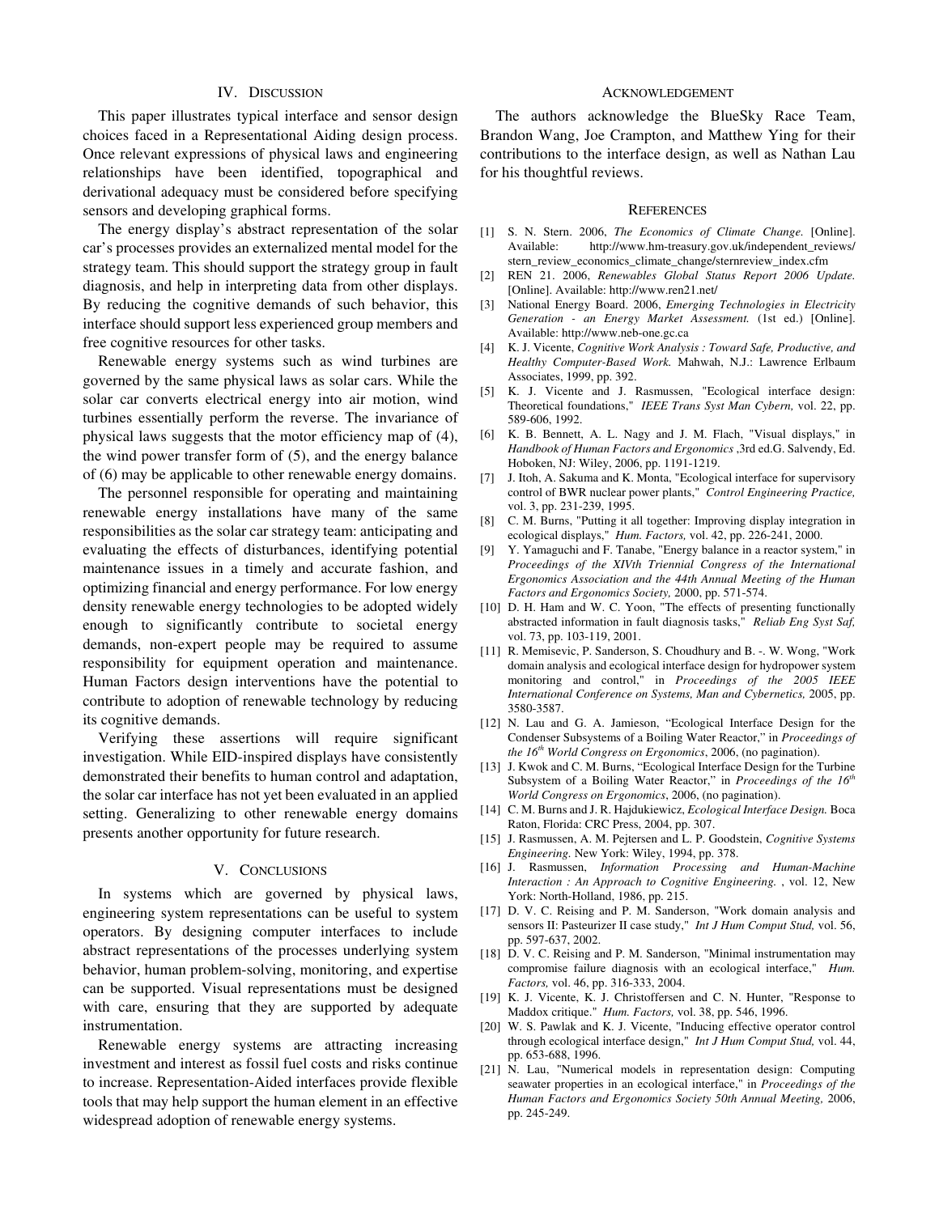## IV. Discussion

This paper illustrates typical interface and sensor design choices faced in a Representational Aiding design process. Once relevant expressions of physical laws and engineering relationships have been identified, topographical and derivational adequacy must be considered before specifying sensors and developing graphical forms.

The energy display's abstract representation of the solar car's processes provides an externalized mental model for the strategy team. This should support the strategy group in fault diagnosis, and help in interpreting data from other displays. By reducing the cognitive demands of such behavior, this interface should support less experienced group members and free cognitive resources for other tasks.

Renewable energy systems such as wind turbines are governed by the same physical laws as solar cars. While the solar car converts electrical energy into air motion, wind turbines essentially perform the reverse. The invariance of physical laws suggests that the motor efficiency map of (4), the wind power transfer form of (5), and the energy balance of (6) may be applicable to other renewable energy domains.

The personnel responsible for operating and maintaining renewable energy installations have many of the same responsibilities as the solar car strategy team: anticipating and evaluating the effects of disturbances, identifying potential maintenance issues in a timely and accurate fashion, and optimizing financial and energy performance. For low energy density renewable energy technologies to be adopted widely enough to significantly contribute to societal energy demands, non-expert people may be required to assume responsibility for equipment operation and maintenance. Human Factors design interventions have the potential to contribute to adoption of renewable technology by reducing its cognitive demands.

Verifying these assertions will require significant investigation. While EID-inspired displays have consistently demonstrated their benefits to human control and adaptation, the solar car interface has not yet been evaluated in an applied setting. Generalizing to other renewable energy domains presents another opportunity for future research.

## V. Conclusions

In systems which are governed by physical laws, engineering system representations can be useful to system operators. By designing computer interfaces to include abstract representations of the processes underlying system behavior, human problem-solving, monitoring, and expertise can be supported. Visual representations must be designed with care, ensuring that they are supported by adequate instrumentation.

Renewable energy systems are attracting increasing investment and interest as fossil fuel costs and risks continue to increase. Representation-Aided interfaces provide flexible tools that may help support the human element in an effective widespread adoption of renewable energy systems.

## Acknowledgement

The authors acknowledge the BlueSky Race Team, Brandon Wang, Joe Crampton, and Matthew Ying for their contributions to the interface design, as well as Nathan Lau for his thoughtful reviews.

## References

[1] S. N. Stern. 2006, *The Economics of Climate Change.* [Online]. Available: http://www.hm-treasury.gov.uk/independent_reviews/stern_review_economics_climate_change/sternreview_index.cfm

[2] REN 21. 2006, *Renewables Global Status Report 2006 Update.* [Online]. Available: http://www.ren21.net/

[3] National Energy Board. 2006, *Emerging Technologies in Electricity Generation - an Energy Market Assessment.* (1st ed.) [Online]. Available: http://www.neb-one.gc.ca

[4] K. J. Vicente, *Cognitive Work Analysis : Toward Safe, Productive, and Healthy Computer-Based Work.* Mahwah, N.J.: Lawrence Erlbaum Associates, 1999, pp. 392.

[5] K. J. Vicente and J. Rasmussen, "Ecological interface design: Theoretical foundations," *IEEE Trans Syst Man Cybern,* vol. 22, pp. 589-606, 1992.

[6] K. B. Bennett, A. L. Nagy and J. M. Flach, "Visual displays," in *Handbook of Human Factors and Ergonomics* ,3rd ed.G. Salvendy, Ed. Hoboken, NJ: Wiley, 2006, pp. 1191-1219.

[7] J. Itoh, A. Sakuma and K. Monta, "Ecological interface for supervisory control of BWR nuclear power plants," *Control Engineering Practice,* vol. 3, pp. 231-239, 1995.

[8] C. M. Burns, "Putting it all together: Improving display integration in ecological displays," *Hum. Factors,* vol. 42, pp. 226-241, 2000.

[9] Y. Yamaguchi and F. Tanabe, "Energy balance in a reactor system," in *Proceedings of the XIVth Triennial Congress of the International Ergonomics Association and the 44th Annual Meeting of the Human Factors and Ergonomics Society,* 2000, pp. 571-574.

[10] D. H. Ham and W. C. Yoon, "The effects of presenting functionally abstracted information in fault diagnosis tasks," *Reliab Eng Syst Saf,* vol. 73, pp. 103-119, 2001.

[11] R. Memisevic, P. Sanderson, S. Choudhury and B. -. W. Wong, "Work domain analysis and ecological interface design for hydropower system monitoring and control," in *Proceedings of the 2005 IEEE International Conference on Systems, Man and Cybernetics,* 2005, pp. 3580-3587.

[12] N. Lau and G. A. Jamieson, "Ecological Interface Design for the Condenser Subsystems of a Boiling Water Reactor," in *Proceedings of the 16th World Congress on Ergonomics*, 2006, (no pagination).

[13] J. Kwok and C. M. Burns, "Ecological Interface Design for the Turbine Subsystem of a Boiling Water Reactor," in *Proceedings of the 16th World Congress on Ergonomics*, 2006, (no pagination).

[14] C. M. Burns and J. R. Hajdukiewicz, *Ecological Interface Design.* Boca Raton, Florida: CRC Press, 2004, pp. 307.

[15] J. Rasmussen, A. M. Pejtersen and L. P. Goodstein, *Cognitive Systems Engineering.* New York: Wiley, 1994, pp. 378.

[16] J. Rasmussen, *Information Processing and Human-Machine Interaction : An Approach to Cognitive Engineering.* , vol. 12, New York: North-Holland, 1986, pp. 215.

[17] D. V. C. Reising and P. M. Sanderson, "Work domain analysis and sensors II: Pasteurizer II case study," *Int J Hum Comput Stud,* vol. 56, pp. 597-637, 2002.

[18] D. V. C. Reising and P. M. Sanderson, "Minimal instrumentation may compromise failure diagnosis with an ecological interface," *Hum. Factors,* vol. 46, pp. 316-333, 2004.

[19] K. J. Vicente, K. J. Christoffersen and C. N. Hunter, "Response to Maddox critique." *Hum. Factors,* vol. 38, pp. 546, 1996.

[20] W. S. Pawlak and K. J. Vicente, "Inducing effective operator control through ecological interface design," *Int J Hum Comput Stud,* vol. 44, pp. 653-688, 1996.

[21] N. Lau, "Numerical models in representation design: Computing seawater properties in an ecological interface," in *Proceedings of the Human Factors and Ergonomics Society 50th Annual Meeting,* 2006, pp. 245-249.